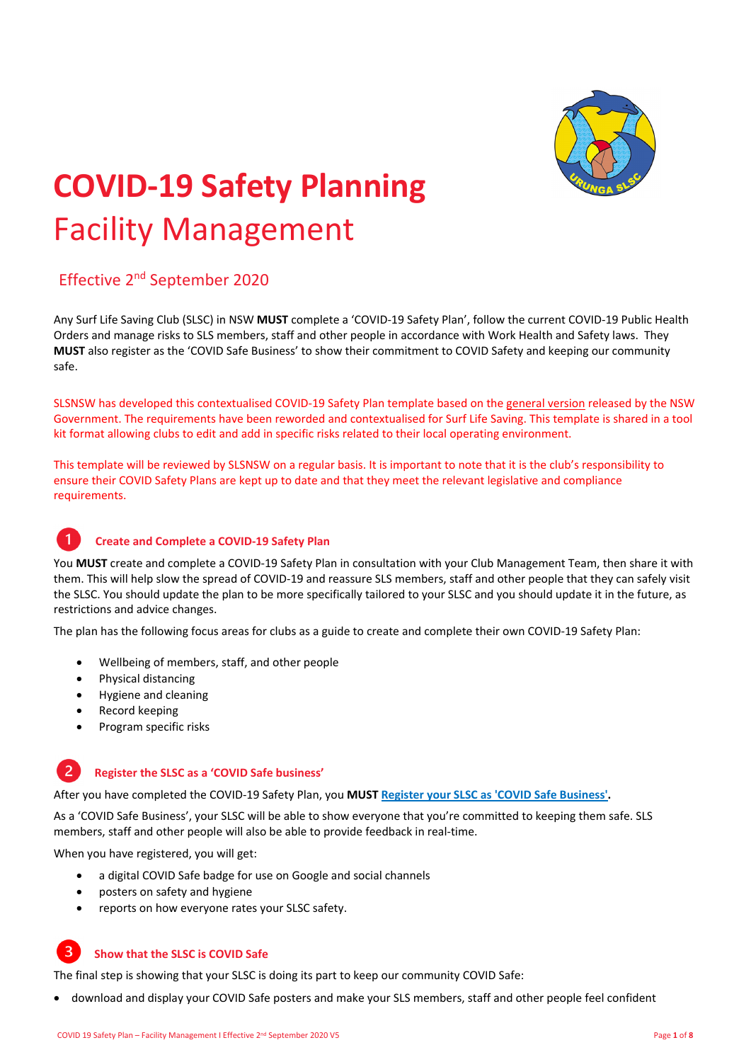# COVID-19 Safety Planning

## Facility Management

Effective 2nd September 2020

Any Surf Life Saving Club (SLSC) in NSW **MUST** complete a 'COVID-19 Safety Plan', follow the current COVID-19 Public Health Orders and manage risks to SLS members, staff and other people in accordance with Work Health and Safety laws. They **MUST** also register as the 'COVID Safe Business' to show their commitment to COVID Safety and keeping our community safe.

SLSNSW has developed this contextualised COVID-19 Safety Plan template based on the general version released by the NSW Government. The requirements have been reworded and contextualised for Surf Life Saving. This template is shared in a tool kit format allowing clubs to edit and add in specific risks related to their local operating environment.

This template will be reviewed by SLSNSW on a regular basis. It is important to note that it is the club's responsibility to ensure their COVID Safety Plans are kept up to date and that they meet the relevant legislative and compliance requirements.

### 1 Create and Complete a COVID-19 Safety Plan

You **MUST** create and complete a COVID-19 Safety Plan in consultation with your Club Management Team, then share it with them. This will help slow the spread of COVID-19 and reassure SLS members, staff and other people that they can safely visit the SLSC. You should update the plan to be more specifically tailored to your SLSC and you should update it in the future, as restrictions and advice changes.

The plan has the following focus areas for clubs as a guide to create and complete their own COVID-19 Safety Plan:

- Wellbeing of members, staff, and other people
- Physical distancing
- Hygiene and cleaning
- Record keeping
- Program specific risks

### 2 Register the SLSC as a 'COVID Safe business'

After you have completed the COVID-19 Safety Plan, you **MUST** **Register your SLSC as 'COVID Safe Business'.**

As a 'COVID Safe Business', your SLSC will be able to show everyone that you're committed to keeping them safe. SLS members, staff and other people will also be able to provide feedback in real-time.

When you have registered, you will get:

- a digital COVID Safe badge for use on Google and social channels
- posters on safety and hygiene
- reports on how everyone rates your SLSC safety.

### 3 Show that the SLSC is COVID Safe

The final step is showing that your SLSC is doing its part to keep our community COVID Safe:

- download and display your COVID Safe posters and make your SLS members, staff and other people feel confident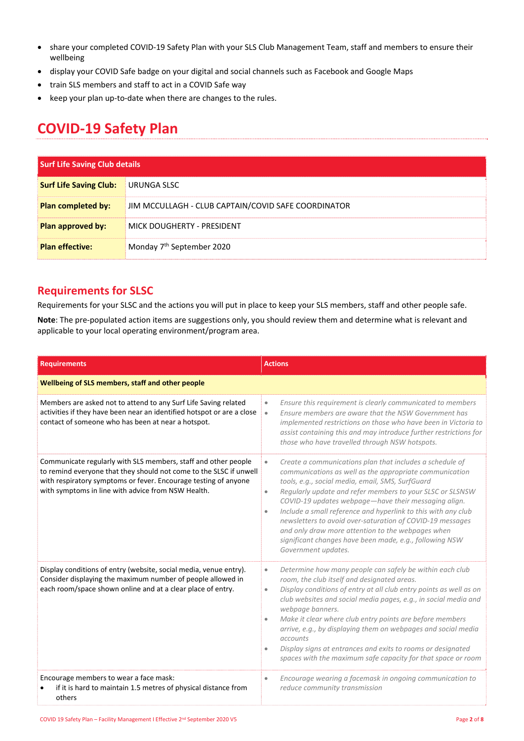- share your completed COVID-19 Safety Plan with your SLS Club Management Team, staff and members to ensure their wellbeing
- display your COVID Safe badge on your digital and social channels such as Facebook and Google Maps
- train SLS members and staff to act in a COVID Safe way
- keep your plan up-to-date when there are changes to the rules.

# COVID-19 Safety Plan

| Surf Life Saving Club details | |
|---|---|
| **Surf Life Saving Club:** | URUNGA SLSC |
| **Plan completed by:** | JIM MCCULLAGH - CLUB CAPTAIN/COVID SAFE COORDINATOR |
| **Plan approved by:** | MICK DOUGHERTY - PRESIDENT |
| **Plan effective:** | Monday 7th September 2020 |

## Requirements for SLSC

Requirements for your SLSC and the actions you will put in place to keep your SLS members, staff and other people safe.

**Note**: The pre-populated action items are suggestions only, you should review them and determine what is relevant and applicable to your local operating environment/program area.

| Requirements | Actions |
|---|---|
| **Wellbeing of SLS members, staff and other people** | |
| Members are asked not to attend to any Surf Life Saving related activities if they have been near an identified hotspot or are a close contact of someone who has been at near a hotspot. | • *Ensure this requirement is clearly communicated to members*<br>• *Ensure members are aware that the NSW Government has implemented restrictions on those who have been in Victoria to assist containing this and may introduce further restrictions for those who have travelled through NSW hotspots.* |
| Communicate regularly with SLS members, staff and other people to remind everyone that they should not come to the SLSC if unwell with respiratory symptoms or fever. Encourage testing of anyone with symptoms in line with advice from NSW Health. | • *Create a communications plan that includes a schedule of communications as well as the appropriate communication tools, e.g., social media, email, SMS, SurfGuard*<br>• *Regularly update and refer members to your SLSC or SLSNSW COVID-19 updates webpage—have their messaging align.*<br>• *Include a small reference and hyperlink to this with any club newsletters to avoid over-saturation of COVID-19 messages and only draw more attention to the webpages when significant changes have been made, e.g., following NSW Government updates.* |
| Display conditions of entry (website, social media, venue entry). Consider displaying the maximum number of people allowed in each room/space shown online and at a clear place of entry. | • *Determine how many people can safely be within each club room, the club itself and designated areas.*<br>• *Display conditions of entry at all club entry points as well as on club websites and social media pages, e.g., in social media and webpage banners.*<br>• *Make it clear where club entry points are before members arrive, e.g., by displaying them on webpages and social media accounts*<br>• *Display signs at entrances and exits to rooms or designated spaces with the maximum safe capacity for that space or room* |
| Encourage members to wear a face mask:<br>• if it is hard to maintain 1.5 metres of physical distance from others | • *Encourage wearing a facemask in ongoing communication to reduce community transmission* |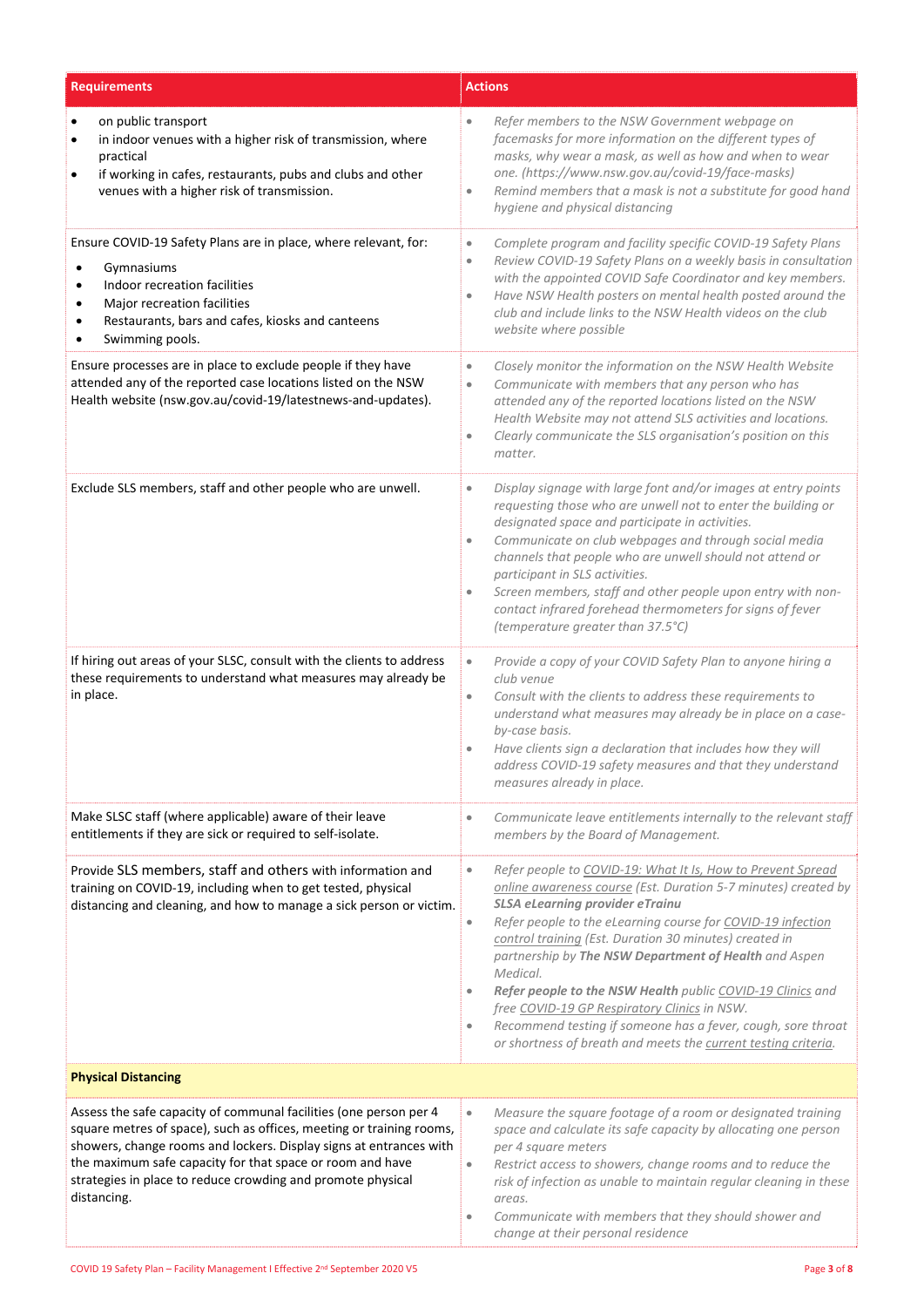| Requirements | Actions |
| --- | --- |
| • on public transport<br>• in indoor venues with a higher risk of transmission, where practical<br>• if working in cafes, restaurants, pubs and clubs and other venues with a higher risk of transmission. | • *Refer members to the NSW Government webpage on facemasks for more information on the different types of masks, why wear a mask, as well as how and when to wear one. (https://www.nsw.gov.au/covid-19/face-masks)*<br>• *Remind members that a mask is not a substitute for good hand hygiene and physical distancing* |
| Ensure COVID-19 Safety Plans are in place, where relevant, for:<br>• Gymnasiums<br>• Indoor recreation facilities<br>• Major recreation facilities<br>• Restaurants, bars and cafes, kiosks and canteens<br>• Swimming pools. | • *Complete program and facility specific COVID-19 Safety Plans*<br>• *Review COVID-19 Safety Plans on a weekly basis in consultation with the appointed COVID Safe Coordinator and key members.*<br>• *Have NSW Health posters on mental health posted around the club and include links to the NSW Health videos on the club website where possible* |
| Ensure processes are in place to exclude people if they have attended any of the reported case locations listed on the NSW Health website (nsw.gov.au/covid-19/latestnews-and-updates). | • *Closely monitor the information on the NSW Health Website*<br>• *Communicate with members that any person who has attended any of the reported locations listed on the NSW Health Website may not attend SLS activities and locations.*<br>• *Clearly communicate the SLS organisation's position on this matter.* |
| Exclude SLS members, staff and other people who are unwell. | • *Display signage with large font and/or images at entry points requesting those who are unwell not to enter the building or designated space and participate in activities.*<br>• *Communicate on club webpages and through social media channels that people who are unwell should not attend or participant in SLS activities.*<br>• *Screen members, staff and other people upon entry with non-contact infrared forehead thermometers for signs of fever (temperature greater than 37.5°C)* |
| If hiring out areas of your SLSC, consult with the clients to address these requirements to understand what measures may already be in place. | • *Provide a copy of your COVID Safety Plan to anyone hiring a club venue*<br>• *Consult with the clients to address these requirements to understand what measures may already be in place on a case-by-case basis.*<br>• *Have clients sign a declaration that includes how they will address COVID-19 safety measures and that they understand measures already in place.* |
| Make SLSC staff (where applicable) aware of their leave entitlements if they are sick or required to self-isolate. | • *Communicate leave entitlements internally to the relevant staff members by the Board of Management.* |
| Provide SLS members, staff and others with information and training on COVID-19, including when to get tested, physical distancing and cleaning, and how to manage a sick person or victim. | • *Refer people to COVID-19: What It Is, How to Prevent Spread online awareness course (Est. Duration 5-7 minutes) created by* ***SLSA eLearning provider eTrainu***<br>• *Refer people to the eLearning course for COVID-19 infection control training (Est. Duration 30 minutes) created in partnership by* ***The NSW Department of Health*** *and Aspen Medical.*<br>• ***Refer people to the NSW Health*** *public COVID-19 Clinics and free COVID-19 GP Respiratory Clinics in NSW.*<br>• *Recommend testing if someone has a fever, cough, sore throat or shortness of breath and meets the current testing criteria.* |
| **Physical Distancing** | |
| Assess the safe capacity of communal facilities (one person per 4 square metres of space), such as offices, meeting or training rooms, showers, change rooms and lockers. Display signs at entrances with the maximum safe capacity for that space or room and have strategies in place to reduce crowding and promote physical distancing. | • *Measure the square footage of a room or designated training space and calculate its safe capacity by allocating one person per 4 square meters*<br>• *Restrict access to showers, change rooms and to reduce the risk of infection as unable to maintain regular cleaning in these areas.*<br>• *Communicate with members that they should shower and change at their personal residence* |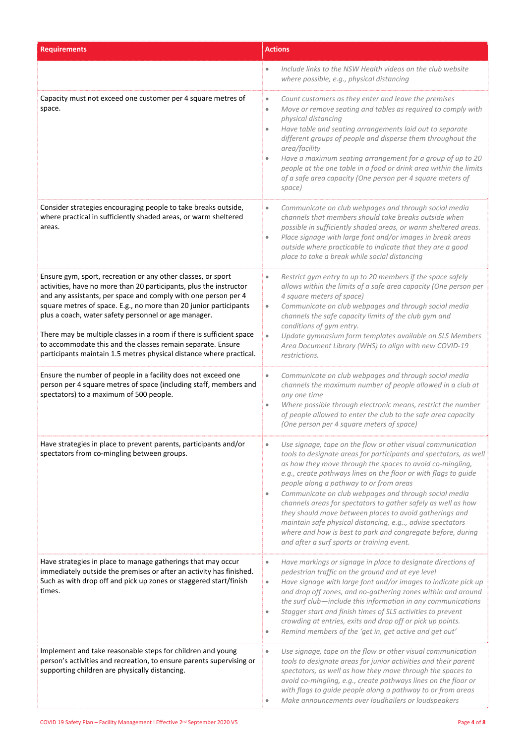| Requirements | Actions |
|---|---|
| | • *Include links to the NSW Health videos on the club website where possible, e.g., physical distancing* |
| Capacity must not exceed one customer per 4 square metres of space. | • *Count customers as they enter and leave the premises*<br>• *Move or remove seating and tables as required to comply with physical distancing*<br>• *Have table and seating arrangements laid out to separate different groups of people and disperse them throughout the area/facility*<br>• *Have a maximum seating arrangement for a group of up to 20 people at the one table in a food or drink area within the limits of a safe area capacity (One person per 4 square meters of space)* |
| Consider strategies encouraging people to take breaks outside, where practical in sufficiently shaded areas, or warm sheltered areas. | • *Communicate on club webpages and through social media channels that members should take breaks outside when possible in sufficiently shaded areas, or warm sheltered areas.*<br>• *Place signage with large font and/or images in break areas outside where practicable to indicate that they are a good place to take a break while social distancing* |
| Ensure gym, sport, recreation or any other classes, or sport activities, have no more than 20 participants, plus the instructor and any assistants, per space and comply with one person per 4 square metres of space. E.g., no more than 20 junior participants plus a coach, water safety personnel or age manager.<br><br>There may be multiple classes in a room if there is sufficient space to accommodate this and the classes remain separate. Ensure participants maintain 1.5 metres physical distance where practical. | • *Restrict gym entry to up to 20 members if the space safely allows within the limits of a safe area capacity (One person per 4 square meters of space)*<br>• *Communicate on club webpages and through social media channels the safe capacity limits of the club gym and conditions of gym entry.*<br>• *Update gymnasium form templates available on SLS Members Area Document Library (WHS) to align with new COVID-19 restrictions.* |
| Ensure the number of people in a facility does not exceed one person per 4 square metres of space (including staff, members and spectators) to a maximum of 500 people. | • *Communicate on club webpages and through social media channels the maximum number of people allowed in a club at any one time*<br>• *Where possible through electronic means, restrict the number of people allowed to enter the club to the safe area capacity (One person per 4 square meters of space)* |
| Have strategies in place to prevent parents, participants and/or spectators from co-mingling between groups. | • *Use signage, tape on the flow or other visual communication tools to designate areas for participants and spectators, as well as how they move through the spaces to avoid co-mingling, e.g., create pathways lines on the floor or with flags to guide people along a pathway to or from areas*<br>• *Communicate on club webpages and through social media channels areas for spectators to gather safely as well as how they should move between places to avoid gatherings and maintain safe physical distancing, e.g.., advise spectators where and how is best to park and congregate before, during and after a surf sports or training event.* |
| Have strategies in place to manage gatherings that may occur immediately outside the premises or after an activity has finished. Such as with drop off and pick up zones or staggered start/finish times. | • *Have markings or signage in place to designate directions of pedestrian traffic on the ground and at eye level*<br>• *Have signage with large font and/or images to indicate pick up and drop off zones, and no-gathering zones within and around the surf club—include this information in any communications*<br>• *Stagger start and finish times of SLS activities to prevent crowding at entries, exits and drop off or pick up points.*<br>• *Remind members of the 'get in, get active and get out'* |
| Implement and take reasonable steps for children and young person's activities and recreation, to ensure parents supervising or supporting children are physically distancing. | • *Use signage, tape on the flow or other visual communication tools to designate areas for junior activities and their parent spectators, as well as how they move through the spaces to avoid co-mingling, e.g., create pathways lines on the floor or with flags to guide people along a pathway to or from areas*<br>• *Make announcements over loudhailers or loudspeakers* |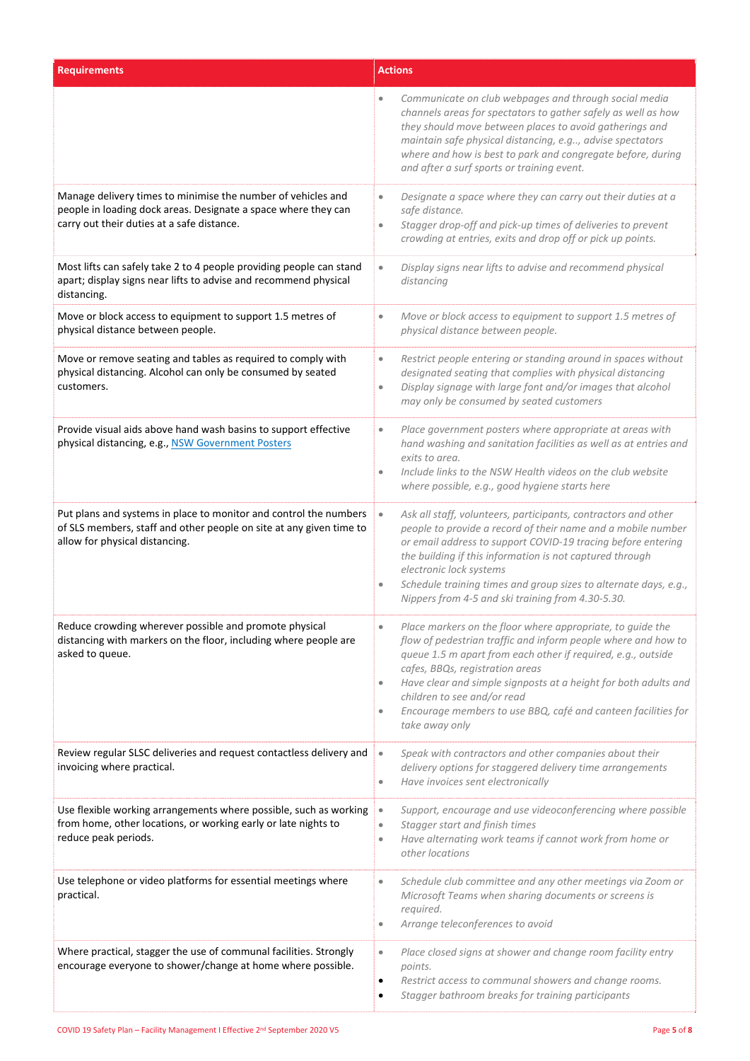| Requirements | Actions |
|---|---|
| | • *Communicate on club webpages and through social media channels areas for spectators to gather safely as well as how they should move between places to avoid gatherings and maintain safe physical distancing, e.g.., advise spectators where and how is best to park and congregate before, during and after a surf sports or training event.* |
| Manage delivery times to minimise the number of vehicles and people in loading dock areas. Designate a space where they can carry out their duties at a safe distance. | • *Designate a space where they can carry out their duties at a safe distance.*<br>• *Stagger drop-off and pick-up times of deliveries to prevent crowding at entries, exits and drop off or pick up points.* |
| Most lifts can safely take 2 to 4 people providing people can stand apart; display signs near lifts to advise and recommend physical distancing. | • *Display signs near lifts to advise and recommend physical distancing* |
| Move or block access to equipment to support 1.5 metres of physical distance between people. | • *Move or block access to equipment to support 1.5 metres of physical distance between people.* |
| Move or remove seating and tables as required to comply with physical distancing. Alcohol can only be consumed by seated customers. | • *Restrict people entering or standing around in spaces without designated seating that complies with physical distancing*<br>• *Display signage with large font and/or images that alcohol may only be consumed by seated customers* |
| Provide visual aids above hand wash basins to support effective physical distancing, e.g., [NSW Government Posters]() | • *Place government posters where appropriate at areas with hand washing and sanitation facilities as well as at entries and exits to area.*<br>• *Include links to the NSW Health videos on the club website where possible, e.g., good hygiene starts here* |
| Put plans and systems in place to monitor and control the numbers of SLS members, staff and other people on site at any given time to allow for physical distancing. | • *Ask all staff, volunteers, participants, contractors and other people to provide a record of their name and a mobile number or email address to support COVID-19 tracing before entering the building if this information is not captured through electronic lock systems*<br>• *Schedule training times and group sizes to alternate days, e.g., Nippers from 4-5 and ski training from 4.30-5.30.* |
| Reduce crowding wherever possible and promote physical distancing with markers on the floor, including where people are asked to queue. | • *Place markers on the floor where appropriate, to guide the flow of pedestrian traffic and inform people where and how to queue 1.5 m apart from each other if required, e.g., outside cafes, BBQs, registration areas*<br>• *Have clear and simple signposts at a height for both adults and children to see and/or read*<br>• *Encourage members to use BBQ, café and canteen facilities for take away only* |
| Review regular SLSC deliveries and request contactless delivery and invoicing where practical. | • *Speak with contractors and other companies about their delivery options for staggered delivery time arrangements*<br>• *Have invoices sent electronically* |
| Use flexible working arrangements where possible, such as working from home, other locations, or working early or late nights to reduce peak periods. | • *Support, encourage and use videoconferencing where possible*<br>• *Stagger start and finish times*<br>• *Have alternating work teams if cannot work from home or other locations* |
| Use telephone or video platforms for essential meetings where practical. | • *Schedule club committee and any other meetings via Zoom or Microsoft Teams when sharing documents or screens is required.*<br>• *Arrange teleconferences to avoid* |
| Where practical, stagger the use of communal facilities. Strongly encourage everyone to shower/change at home where possible. | • *Place closed signs at shower and change room facility entry points.*<br>• *Restrict access to communal showers and change rooms.*<br>• *Stagger bathroom breaks for training participants* |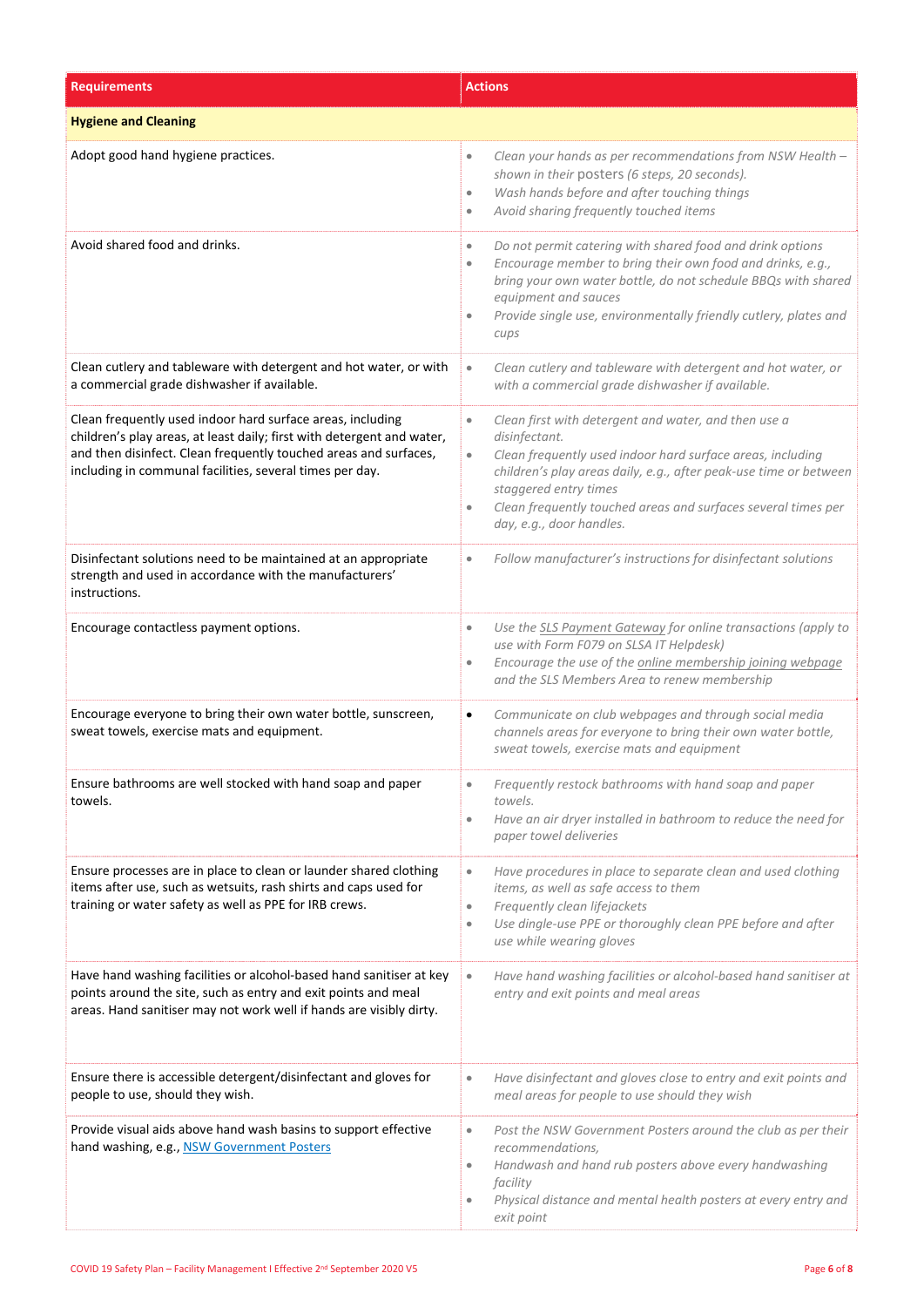| Requirements | Actions |
|---|---|
| **Hygiene and Cleaning** | |
| Adopt good hand hygiene practices. | • *Clean your hands as per recommendations from NSW Health – shown in their posters (6 steps, 20 seconds).*<br>• *Wash hands before and after touching things*<br>• *Avoid sharing frequently touched items* |
| Avoid shared food and drinks. | • *Do not permit catering with shared food and drink options*<br>• *Encourage member to bring their own food and drinks, e.g., bring your own water bottle, do not schedule BBQs with shared equipment and sauces*<br>• *Provide single use, environmentally friendly cutlery, plates and cups* |
| Clean cutlery and tableware with detergent and hot water, or with a commercial grade dishwasher if available. | • *Clean cutlery and tableware with detergent and hot water, or with a commercial grade dishwasher if available.* |
| Clean frequently used indoor hard surface areas, including children's play areas, at least daily; first with detergent and water, and then disinfect. Clean frequently touched areas and surfaces, including in communal facilities, several times per day. | • *Clean first with detergent and water, and then use a disinfectant.*<br>• *Clean frequently used indoor hard surface areas, including children's play areas daily, e.g., after peak-use time or between staggered entry times*<br>• *Clean frequently touched areas and surfaces several times per day, e.g., door handles.* |
| Disinfectant solutions need to be maintained at an appropriate strength and used in accordance with the manufacturers' instructions. | • *Follow manufacturer's instructions for disinfectant solutions* |
| Encourage contactless payment options. | • *Use the SLS Payment Gateway for online transactions (apply to use with Form F079 on SLSA IT Helpdesk)*<br>• *Encourage the use of the online membership joining webpage and the SLS Members Area to renew membership* |
| Encourage everyone to bring their own water bottle, sunscreen, sweat towels, exercise mats and equipment. | • *Communicate on club webpages and through social media channels areas for everyone to bring their own water bottle, sweat towels, exercise mats and equipment* |
| Ensure bathrooms are well stocked with hand soap and paper towels. | • *Frequently restock bathrooms with hand soap and paper towels.*<br>• *Have an air dryer installed in bathroom to reduce the need for paper towel deliveries* |
| Ensure processes are in place to clean or launder shared clothing items after use, such as wetsuits, rash shirts and caps used for training or water safety as well as PPE for IRB crews. | • *Have procedures in place to separate clean and used clothing items, as well as safe access to them*<br>• *Frequently clean lifejackets*<br>• *Use dingle-use PPE or thoroughly clean PPE before and after use while wearing gloves* |
| Have hand washing facilities or alcohol-based hand sanitiser at key points around the site, such as entry and exit points and meal areas. Hand sanitiser may not work well if hands are visibly dirty. | • *Have hand washing facilities or alcohol-based hand sanitiser at entry and exit points and meal areas* |
| Ensure there is accessible detergent/disinfectant and gloves for people to use, should they wish. | • *Have disinfectant and gloves close to entry and exit points and meal areas for people to use should they wish* |
| Provide visual aids above hand wash basins to support effective hand washing, e.g., NSW Government Posters | • *Post the NSW Government Posters around the club as per their recommendations,*<br>• *Handwash and hand rub posters above every handwashing facility*<br>• *Physical distance and mental health posters at every entry and exit point* |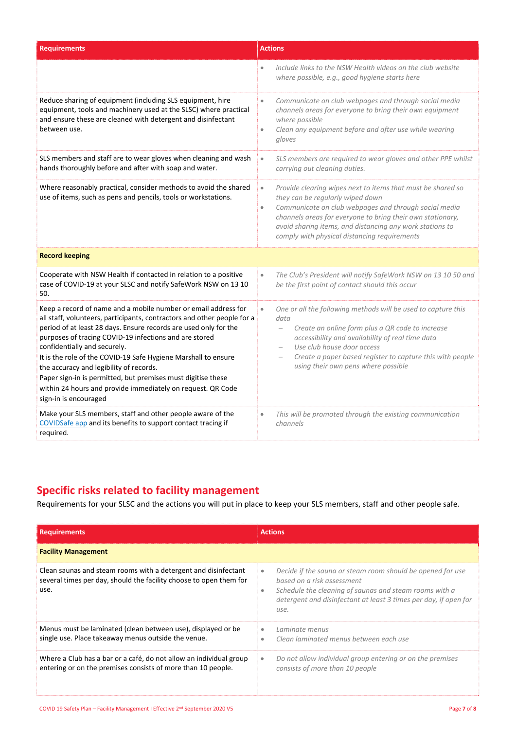| Requirements | Actions |
|---|---|
| | • *include links to the NSW Health videos on the club website where possible, e.g., good hygiene starts here* |
| Reduce sharing of equipment (including SLS equipment, hire equipment, tools and machinery used at the SLSC) where practical and ensure these are cleaned with detergent and disinfectant between use. | • *Communicate on club webpages and through social media channels areas for everyone to bring their own equipment where possible*<br>• *Clean any equipment before and after use while wearing gloves* |
| SLS members and staff are to wear gloves when cleaning and wash hands thoroughly before and after with soap and water. | • *SLS members are required to wear gloves and other PPE whilst carrying out cleaning duties.* |
| Where reasonably practical, consider methods to avoid the shared use of items, such as pens and pencils, tools or workstations. | • *Provide clearing wipes next to items that must be shared so they can be regularly wiped down*<br>• *Communicate on club webpages and through social media channels areas for everyone to bring their own stationary, avoid sharing items, and distancing any work stations to comply with physical distancing requirements* |
| **Record keeping** | |
| Cooperate with NSW Health if contacted in relation to a positive case of COVID-19 at your SLSC and notify SafeWork NSW on 13 10 50. | • *The Club's President will notify SafeWork NSW on 13 10 50 and be the first point of contact should this occur* |
| Keep a record of name and a mobile number or email address for all staff, volunteers, participants, contractors and other people for a period of at least 28 days. Ensure records are used only for the purposes of tracing COVID-19 infections and are stored confidentially and securely.<br>It is the role of the COVID-19 Safe Hygiene Marshall to ensure the accuracy and legibility of records.<br>Paper sign-in is permitted, but premises must digitise these within 24 hours and provide immediately on request. QR Code sign-in is encouraged | • *One or all the following methods will be used to capture this data*<br>  – *Create an online form plus a QR code to increase accessibility and availability of real time data*<br>  – *Use club house door access*<br>  – *Create a paper based register to capture this with people using their own pens where possible* |
| Make your SLS members, staff and other people aware of the COVIDSafe app and its benefits to support contact tracing if required. | • *This will be promoted through the existing communication channels* |

## Specific risks related to facility management

Requirements for your SLSC and the actions you will put in place to keep your SLS members, staff and other people safe.

| Requirements | Actions |
|---|---|
| **Facility Management** | |
| Clean saunas and steam rooms with a detergent and disinfectant several times per day, should the facility choose to open them for use. | • *Decide if the sauna or steam room should be opened for use based on a risk assessment*<br>• *Schedule the cleaning of saunas and steam rooms with a detergent and disinfectant at least 3 times per day, if open for use.* |
| Menus must be laminated (clean between use), displayed or be single use. Place takeaway menus outside the venue. | • *Laminate menus*<br>• *Clean laminated menus between each use* |
| Where a Club has a bar or a café, do not allow an individual group entering or on the premises consists of more than 10 people. | • *Do not allow individual group entering or on the premises consists of more than 10 people* |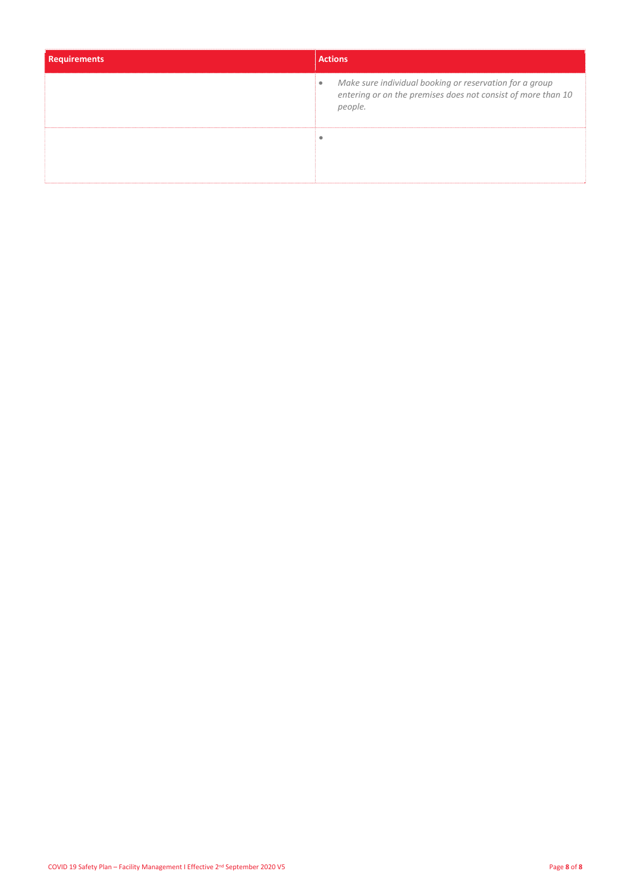| Requirements | Actions |
|---|---|
| | • *Make sure individual booking or reservation for a group entering or on the premises does not consist of more than 10 people.* |
| | • |